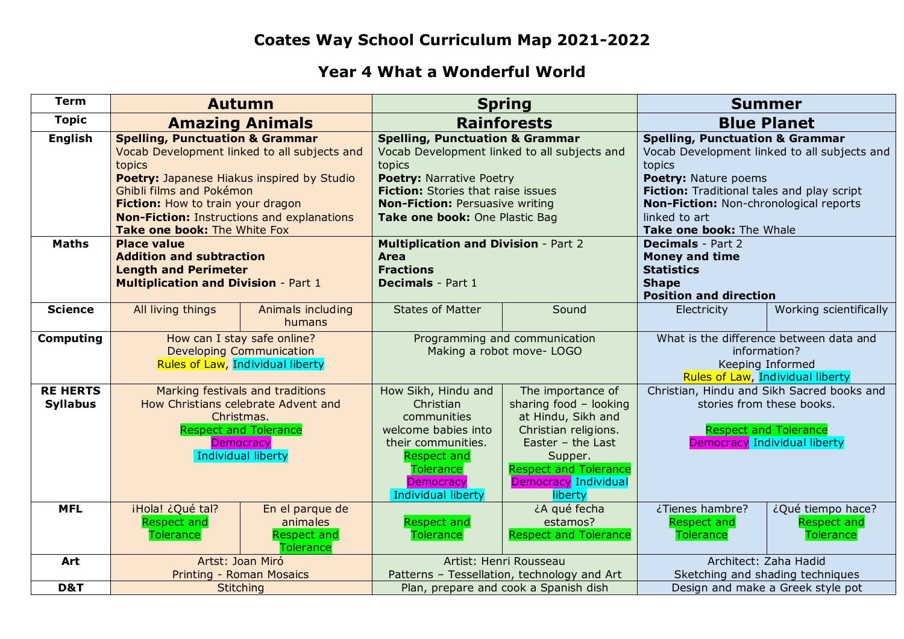# Coates Way School Curriculum Map 2021-2022

## Year 4 What a Wonderful World

| Term | Autumn | | Spring | | Summer | |
|---|---|---|---|---|---|---|
| Topic | **Amazing Animals** | | **Rainforests** | | **Blue Planet** | |
| English | **Spelling, Punctuation & Grammar**<br>Vocab Development linked to all subjects and topics<br>**Poetry:** Japanese Hiakus inspired by Studio Ghibli films and Pokémon<br>**Fiction:** How to train your dragon<br>**Non-Fiction:** Instructions and explanations<br>**Take one book:** The White Fox | | **Spelling, Punctuation & Grammar**<br>Vocab Development linked to all subjects and topics<br>**Poetry:** Narrative Poetry<br>**Fiction:** Stories that raise issues<br>**Non-Fiction:** Persuasive writing<br>**Take one book:** One Plastic Bag | | **Spelling, Punctuation & Grammar**<br>Vocab Development linked to all subjects and topics<br>**Poetry:** Nature poems<br>**Fiction:** Traditional tales and play script<br>**Non-Fiction:** Non-chronological reports linked to art<br>**Take one book:** The Whale | |
| Maths | **Place value**<br>**Addition and subtraction**<br>**Length and Perimeter**<br>**Multiplication and Division** - Part 1 | | **Multiplication and Division** - Part 2<br>**Area**<br>**Fractions**<br>**Decimals** - Part 1 | | **Decimals** - Part 2<br>**Money and time**<br>**Statistics**<br>**Shape**<br>**Position and direction** | |
| Science | All living things | Animals including humans | States of Matter | Sound | Electricity | Working scientifically |
| Computing | How can I stay safe online?<br>Developing Communication<br>Rules of Law, Individual liberty | | Programming and communication<br>Making a robot move- LOGO | | What is the difference between data and information?<br>Keeping Informed<br>Rules of Law, Individual liberty | |
| RE HERTS Syllabus | Marking festivals and traditions<br>How Christians celebrate Advent and Christmas.<br>Respect and Tolerance<br>Democracy<br>Individual liberty | | How Sikh, Hindu and Christian communities welcome babies into their communities.<br>Respect and Tolerance<br>Democracy<br>Individual liberty | The importance of sharing food – looking at Hindu, Sikh and Christian religions. Easter – the Last Supper.<br>Respect and Tolerance<br>Democracy Individual liberty | Christian, Hindu and Sikh Sacred books and stories from these books.<br>Respect and Tolerance<br>Democracy Individual liberty | |
| MFL | ¡Hola! ¿Qué tal?<br>Respect and Tolerance | En el parque de animales<br>Respect and Tolerance | Respect and Tolerance | ¿A qué fecha estamos?<br>Respect and Tolerance | ¿Tienes hambre?<br>Respect and Tolerance | ¿Qué tiempo hace?<br>Respect and Tolerance |
| Art | Artst: Joan Miró<br>Printing - Roman Mosaics | | Artist: Henri Rousseau<br>Patterns – Tessellation, technology and Art | | Architect: Zaha Hadid<br>Sketching and shading techniques | |
| D&T | Stitching | | Plan, prepare and cook a Spanish dish | | Design and make a Greek style pot | |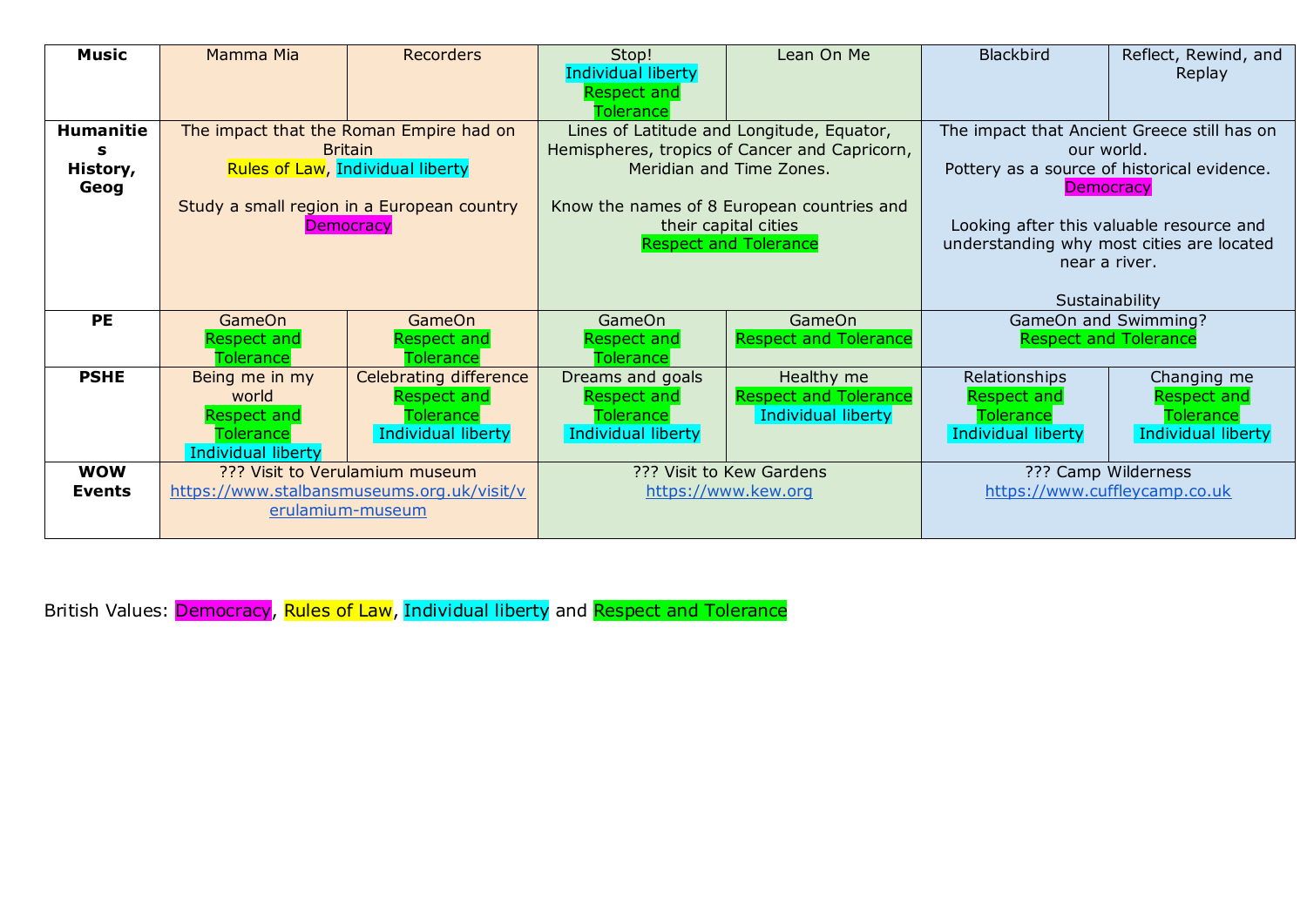| | | | | | | |
|---|---|---|---|---|---|---|
| **Music** | Mamma Mia | Recorders | Stop!<br>Individual liberty<br>Respect and Tolerance | Lean On Me | Blackbird | Reflect, Rewind, and Replay |
| **Humanities History, Geog** | The impact that the Roman Empire had on Britain<br>Rules of Law, Individual liberty<br><br>Study a small region in a European country<br>Democracy | | Lines of Latitude and Longitude, Equator, Hemispheres, tropics of Cancer and Capricorn, Meridian and Time Zones.<br><br>Know the names of 8 European countries and their capital cities<br>Respect and Tolerance | | The impact that Ancient Greece still has on our world.<br>Pottery as a source of historical evidence.<br>Democracy<br><br>Looking after this valuable resource and understanding why most cities are located near a river.<br><br>Sustainability | |
| **PE** | GameOn<br>Respect and Tolerance | GameOn<br>Respect and Tolerance | GameOn<br>Respect and Tolerance | GameOn<br>Respect and Tolerance | GameOn and Swimming?<br>Respect and Tolerance | |
| **PSHE** | Being me in my world<br>Respect and Tolerance<br>Individual liberty | Celebrating difference<br>Respect and Tolerance<br>Individual liberty | Dreams and goals<br>Respect and Tolerance<br>Individual liberty | Healthy me<br>Respect and Tolerance<br>Individual liberty | Relationships<br>Respect and Tolerance<br>Individual liberty | Changing me<br>Respect and Tolerance<br>Individual liberty |
| **WOW Events** | ??? Visit to Verulamium museum<br>https://www.stalbansmuseums.org.uk/visit/verulamium-museum | | ??? Visit to Kew Gardens<br>https://www.kew.org | | ??? Camp Wilderness<br>https://www.cuffleycamp.co.uk | |

British Values: Democracy, Rules of Law, Individual liberty and Respect and Tolerance